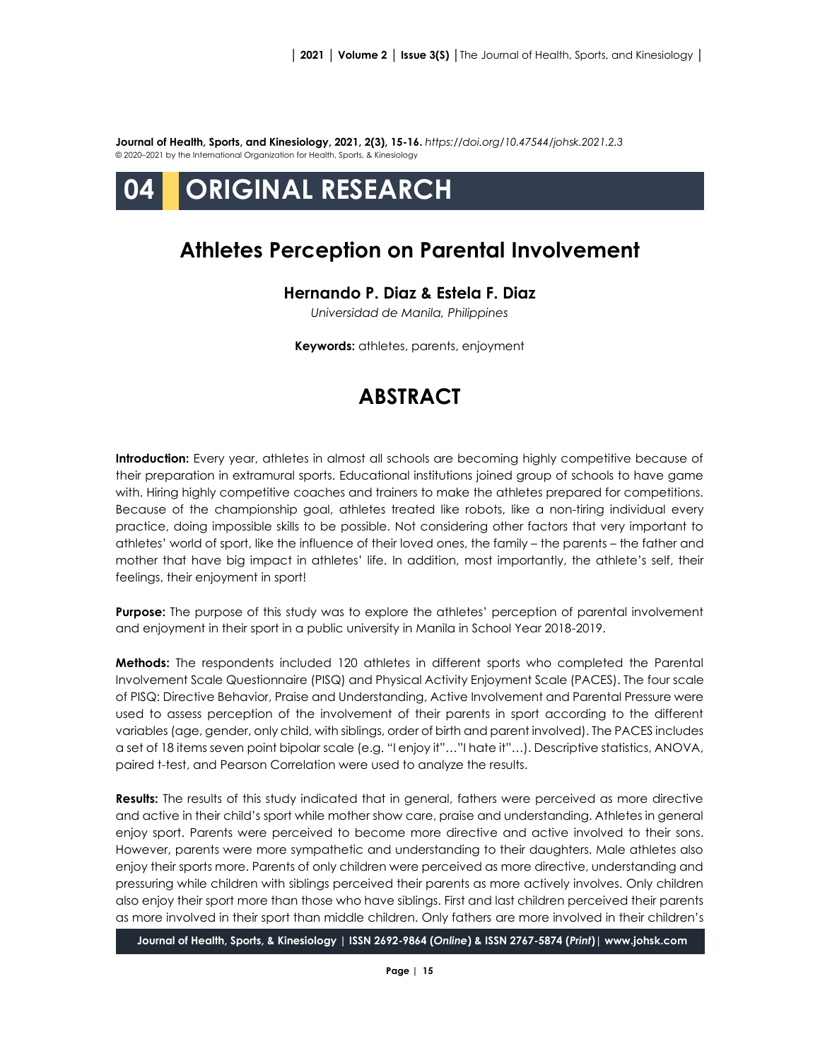**Journal of Health, Sports, and Kinesiology, 2021, 2(3), 15-16.** *https://doi.org/10.47544/johsk.2021.2.3*
© 2020–2021 by the International Organization for Health, Sports, & Kinesiology

# 04 ORIGINAL RESEARCH

## Athletes Perception on Parental Involvement

**Hernando P. Diaz & Estela F. Diaz**

*Universidad de Manila, Philippines*

**Keywords:** athletes, parents, enjoyment

## ABSTRACT

**Introduction:** Every year, athletes in almost all schools are becoming highly competitive because of their preparation in extramural sports. Educational institutions joined group of schools to have game with. Hiring highly competitive coaches and trainers to make the athletes prepared for competitions. Because of the championship goal, athletes treated like robots, like a non-tiring individual every practice, doing impossible skills to be possible. Not considering other factors that very important to athletes' world of sport, like the influence of their loved ones, the family – the parents – the father and mother that have big impact in athletes' life. In addition, most importantly, the athlete's self, their feelings, their enjoyment in sport!

**Purpose:** The purpose of this study was to explore the athletes' perception of parental involvement and enjoyment in their sport in a public university in Manila in School Year 2018-2019.

**Methods:** The respondents included 120 athletes in different sports who completed the Parental Involvement Scale Questionnaire (PISQ) and Physical Activity Enjoyment Scale (PACES). The four scale of PISQ: Directive Behavior, Praise and Understanding, Active Involvement and Parental Pressure were used to assess perception of the involvement of their parents in sport according to the different variables (age, gender, only child, with siblings, order of birth and parent involved). The PACES includes a set of 18 items seven point bipolar scale (e.g. "I enjoy it"…"I hate it"…). Descriptive statistics, ANOVA, paired t-test, and Pearson Correlation were used to analyze the results.

**Results:** The results of this study indicated that in general, fathers were perceived as more directive and active in their child's sport while mother show care, praise and understanding. Athletes in general enjoy sport. Parents were perceived to become more directive and active involved to their sons. However, parents were more sympathetic and understanding to their daughters. Male athletes also enjoy their sports more. Parents of only children were perceived as more directive, understanding and pressuring while children with siblings perceived their parents as more actively involves. Only children also enjoy their sport more than those who have siblings. First and last children perceived their parents as more involved in their sport than middle children. Only fathers are more involved in their children's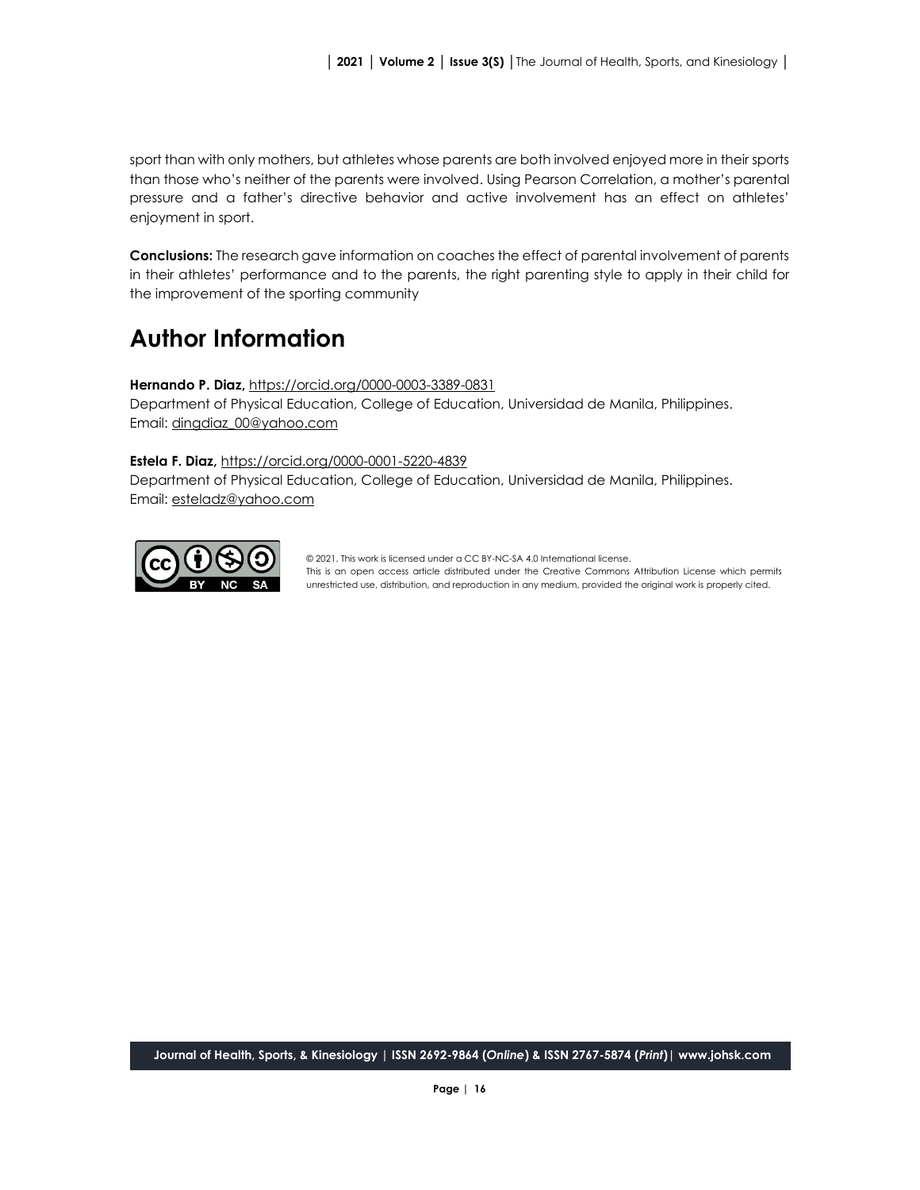sport than with only mothers, but athletes whose parents are both involved enjoyed more in their sports than those who's neither of the parents were involved. Using Pearson Correlation, a mother's parental pressure and a father's directive behavior and active involvement has an effect on athletes' enjoyment in sport.

**Conclusions:** The research gave information on coaches the effect of parental involvement of parents in their athletes' performance and to the parents, the right parenting style to apply in their child for the improvement of the sporting community

## Author Information

**Hernando P. Diaz,** https://orcid.org/0000-0003-3389-0831
Department of Physical Education, College of Education, Universidad de Manila, Philippines.
Email: dingdiaz_00@yahoo.com

**Estela F. Diaz,** https://orcid.org/0000-0001-5220-4839
Department of Physical Education, College of Education, Universidad de Manila, Philippines.
Email: esteladz@yahoo.com

© 2021. This work is licensed under a CC BY-NC-SA 4.0 International license.
This is an open access article distributed under the Creative Commons Attribution License which permits unrestricted use, distribution, and reproduction in any medium, provided the original work is properly cited.